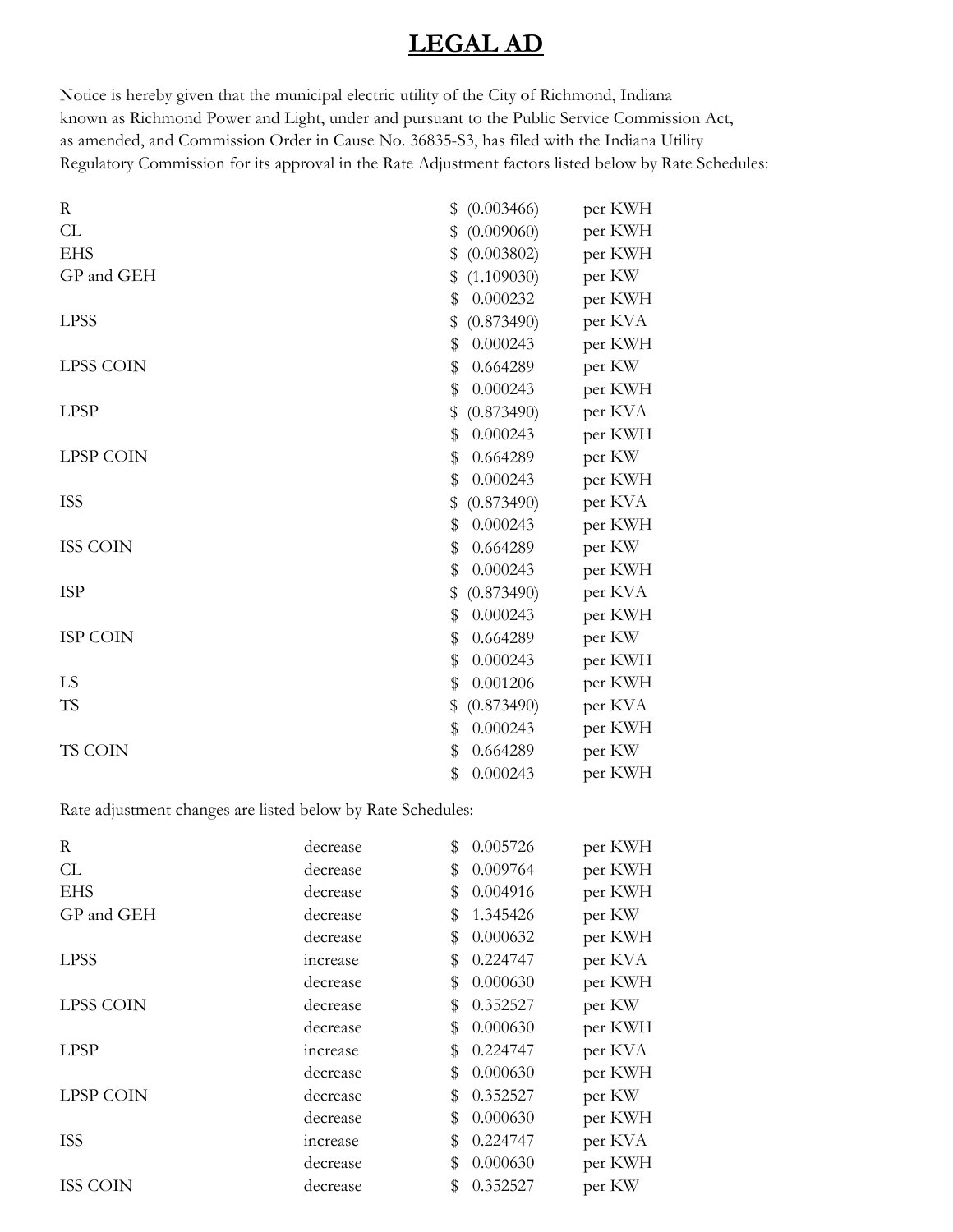# LEGAL AD

Notice is hereby given that the municipal electric utility of the City of Richmond, Indiana known as Richmond Power and Light, under and pursuant to the Public Service Commission Act, as amended, and Commission Order in Cause No. 36835-S3, has filed with the Indiana Utility Regulatory Commission for its approval in the Rate Adjustment factors listed below by Rate Schedules:

| | | |
|---|---|---|
| R | $ (0.003466) | per KWH |
| CL | $ (0.009060) | per KWH |
| EHS | $ (0.003802) | per KWH |
| GP and GEH | $ (1.109030) | per KW |
| | $ 0.000232 | per KWH |
| LPSS | $ (0.873490) | per KVA |
| | $ 0.000243 | per KWH |
| LPSS COIN | $ 0.664289 | per KW |
| | $ 0.000243 | per KWH |
| LPSP | $ (0.873490) | per KVA |
| | $ 0.000243 | per KWH |
| LPSP COIN | $ 0.664289 | per KW |
| | $ 0.000243 | per KWH |
| ISS | $ (0.873490) | per KVA |
| | $ 0.000243 | per KWH |
| ISS COIN | $ 0.664289 | per KW |
| | $ 0.000243 | per KWH |
| ISP | $ (0.873490) | per KVA |
| | $ 0.000243 | per KWH |
| ISP COIN | $ 0.664289 | per KW |
| | $ 0.000243 | per KWH |
| LS | $ 0.001206 | per KWH |
| TS | $ (0.873490) | per KVA |
| | $ 0.000243 | per KWH |
| TS COIN | $ 0.664289 | per KW |
| | $ 0.000243 | per KWH |

Rate adjustment changes are listed below by Rate Schedules:

| | | | |
|---|---|---|---|
| R | decrease | $ 0.005726 | per KWH |
| CL | decrease | $ 0.009764 | per KWH |
| EHS | decrease | $ 0.004916 | per KWH |
| GP and GEH | decrease | $ 1.345426 | per KW |
| | decrease | $ 0.000632 | per KWH |
| LPSS | increase | $ 0.224747 | per KVA |
| | decrease | $ 0.000630 | per KWH |
| LPSS COIN | decrease | $ 0.352527 | per KW |
| | decrease | $ 0.000630 | per KWH |
| LPSP | increase | $ 0.224747 | per KVA |
| | decrease | $ 0.000630 | per KWH |
| LPSP COIN | decrease | $ 0.352527 | per KW |
| | decrease | $ 0.000630 | per KWH |
| ISS | increase | $ 0.224747 | per KVA |
| | decrease | $ 0.000630 | per KWH |
| ISS COIN | decrease | $ 0.352527 | per KW |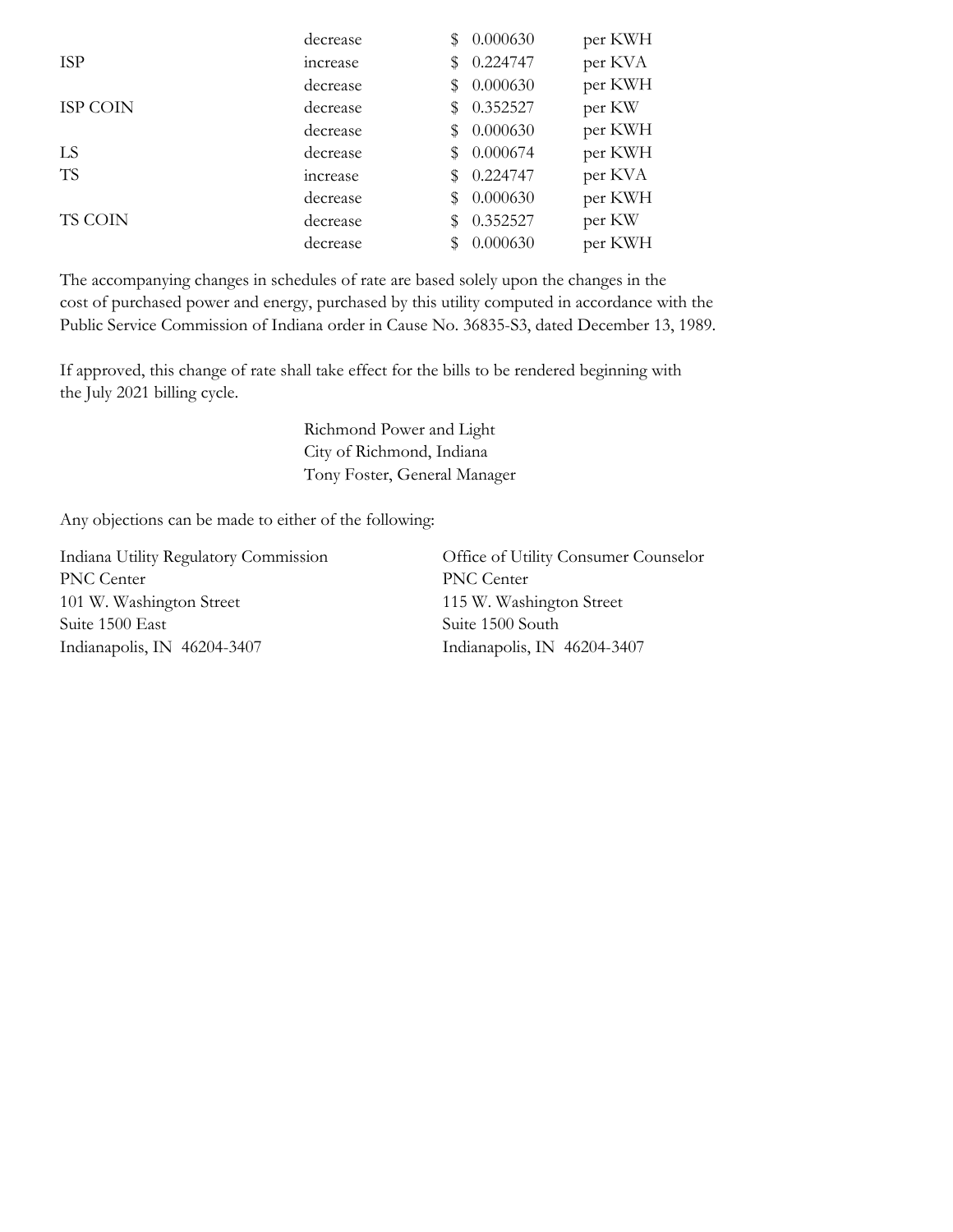| | | | |
|---|---|---|---|
| | decrease | $ 0.000630 | per KWH |
| ISP | increase | $ 0.224747 | per KVA |
| | decrease | $ 0.000630 | per KWH |
| ISP COIN | decrease | $ 0.352527 | per KW |
| | decrease | $ 0.000630 | per KWH |
| LS | decrease | $ 0.000674 | per KWH |
| TS | increase | $ 0.224747 | per KVA |
| | decrease | $ 0.000630 | per KWH |
| TS COIN | decrease | $ 0.352527 | per KW |
| | decrease | $ 0.000630 | per KWH |

The accompanying changes in schedules of rate are based solely upon the changes in the cost of purchased power and energy, purchased by this utility computed in accordance with the Public Service Commission of Indiana order in Cause No. 36835-S3, dated December 13, 1989.

If approved, this change of rate shall take effect for the bills to be rendered beginning with the July 2021 billing cycle.

Richmond Power and Light
City of Richmond, Indiana
Tony Foster, General Manager

Any objections can be made to either of the following:

Indiana Utility Regulatory Commission
PNC Center
101 W. Washington Street
Suite 1500 East
Indianapolis, IN 46204-3407

Office of Utility Consumer Counselor
PNC Center
115 W. Washington Street
Suite 1500 South
Indianapolis, IN 46204-3407